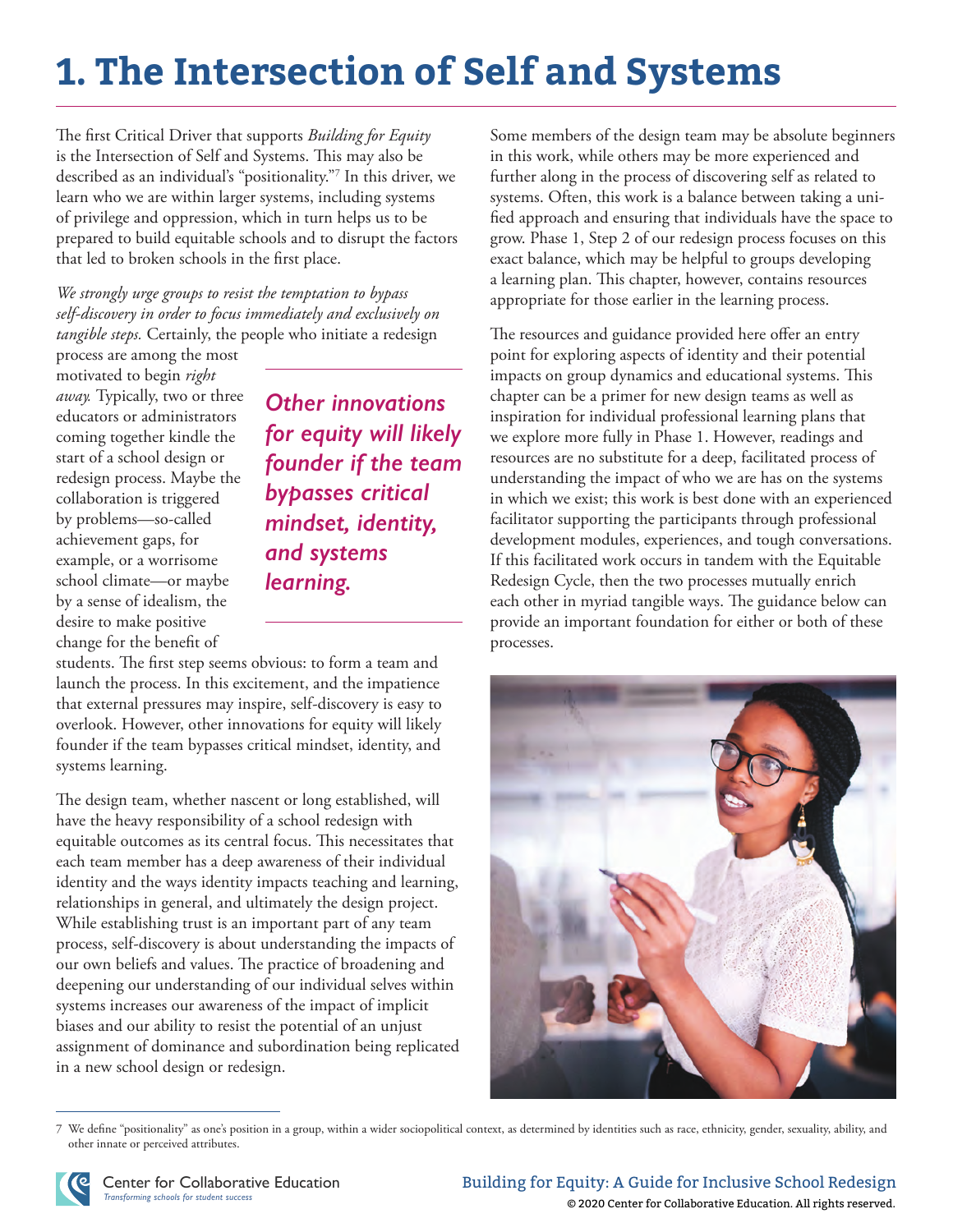# 1. The Intersection of Self and Systems

The first Critical Driver that supports *Building for Equity* is the Intersection of Self and Systems. This may also be described as an individual's "positionality."[7] In this driver, we learn who we are within larger systems, including systems of privilege and oppression, which in turn helps us to be prepared to build equitable schools and to disrupt the factors that led to broken schools in the first place.

*We strongly urge groups to resist the temptation to bypass self-discovery in order to focus immediately and exclusively on tangible steps.* Certainly, the people who initiate a redesign process are among the most motivated to begin *right away.* Typically, two or three educators or administrators coming together kindle the start of a school design or redesign process. Maybe the collaboration is triggered by problems—so-called achievement gaps, for example, or a worrisome school climate—or maybe by a sense of idealism, the desire to make positive change for the benefit of students. The first step seems obvious: to form a team and launch the process. In this excitement, and the impatience that external pressures may inspire, self-discovery is easy to overlook. However, other innovations for equity will likely founder if the team bypasses critical mindset, identity, and systems learning.

> ***Other innovations for equity will likely founder if the team bypasses critical mindset, identity, and systems learning.***

The design team, whether nascent or long established, will have the heavy responsibility of a school redesign with equitable outcomes as its central focus. This necessitates that each team member has a deep awareness of their individual identity and the ways identity impacts teaching and learning, relationships in general, and ultimately the design project. While establishing trust is an important part of any team process, self-discovery is about understanding the impacts of our own beliefs and values. The practice of broadening and deepening our understanding of our individual selves within systems increases our awareness of the impact of implicit biases and our ability to resist the potential of an unjust assignment of dominance and subordination being replicated in a new school design or redesign.

Some members of the design team may be absolute beginners in this work, while others may be more experienced and further along in the process of discovering self as related to systems. Often, this work is a balance between taking a unified approach and ensuring that individuals have the space to grow. Phase 1, Step 2 of our redesign process focuses on this exact balance, which may be helpful to groups developing a learning plan. This chapter, however, contains resources appropriate for those earlier in the learning process.

The resources and guidance provided here offer an entry point for exploring aspects of identity and their potential impacts on group dynamics and educational systems. This chapter can be a primer for new design teams as well as inspiration for individual professional learning plans that we explore more fully in Phase 1. However, readings and resources are no substitute for a deep, facilitated process of understanding the impact of who we are has on the systems in which we exist; this work is best done with an experienced facilitator supporting the participants through professional development modules, experiences, and tough conversations. If this facilitated work occurs in tandem with the Equitable Redesign Cycle, then the two processes mutually enrich each other in myriad tangible ways. The guidance below can provide an important foundation for either or both of these processes.

---

7 We define "positionality" as one's position in a group, within a wider sociopolitical context, as determined by identities such as race, ethnicity, gender, sexuality, ability, and other innate or perceived attributes.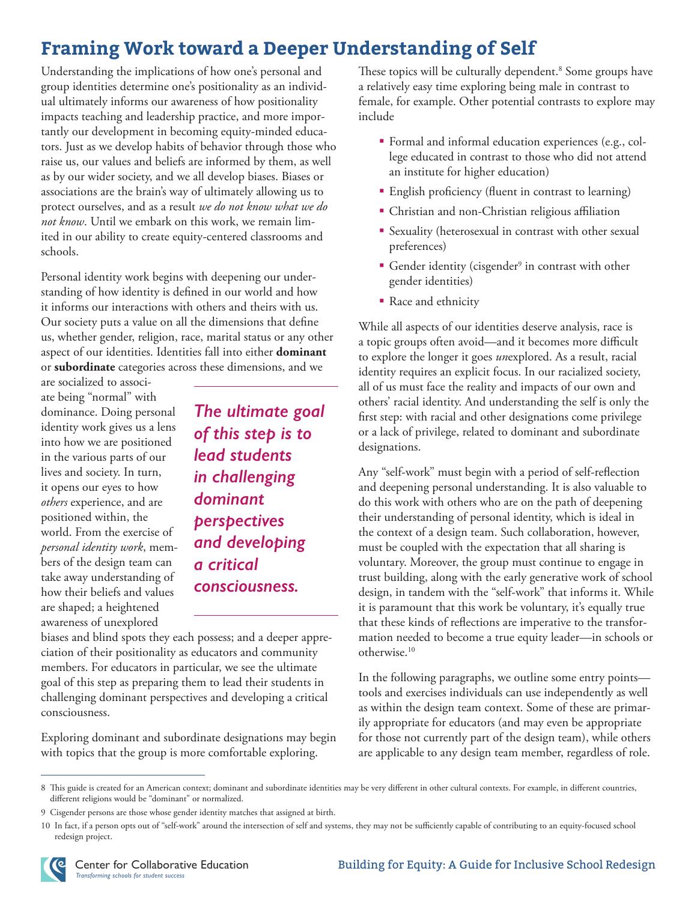# Framing Work toward a Deeper Understanding of Self

Understanding the implications of how one's personal and group identities determine one's positionality as an individual ultimately informs our awareness of how positionality impacts teaching and leadership practice, and more importantly our development in becoming equity-minded educators. Just as we develop habits of behavior through those who raise us, our values and beliefs are informed by them, as well as by our wider society, and we all develop biases. Biases or associations are the brain's way of ultimately allowing us to protect ourselves, and as a result *we do not know what we do not know*. Until we embark on this work, we remain limited in our ability to create equity-centered classrooms and schools.

Personal identity work begins with deepening our understanding of how identity is defined in our world and how it informs our interactions with others and theirs with us. Our society puts a value on all the dimensions that define us, whether gender, religion, race, marital status or any other aspect of our identities. Identities fall into either **dominant** or **subordinate** categories across these dimensions, and we are socialized to associate being "normal" with dominance. Doing personal identity work gives us a lens into how we are positioned in the various parts of our lives and society. In turn, it opens our eyes to how *others* experience, and are positioned within, the world. From the exercise of *personal identity work*, members of the design team can take away understanding of how their beliefs and values are shaped; a heightened awareness of unexplored biases and blind spots they each possess; and a deeper appreciation of their positionality as educators and community members. For educators in particular, we see the ultimate goal of this step as preparing them to lead their students in challenging dominant perspectives and developing a critical consciousness.

> ***The ultimate goal of this step is to lead students in challenging dominant perspectives and developing a critical consciousness.***

Exploring dominant and subordinate designations may begin with topics that the group is more comfortable exploring. These topics will be culturally dependent.[8] Some groups have a relatively easy time exploring being male in contrast to female, for example. Other potential contrasts to explore may include

- Formal and informal education experiences (e.g., college educated in contrast to those who did not attend an institute for higher education)
- English proficiency (fluent in contrast to learning)
- Christian and non-Christian religious affiliation
- Sexuality (heterosexual in contrast with other sexual preferences)
- Gender identity (cisgender[9] in contrast with other gender identities)
- Race and ethnicity

While all aspects of our identities deserve analysis, race is a topic groups often avoid—and it becomes more difficult to explore the longer it goes *un*explored. As a result, racial identity requires an explicit focus. In our racialized society, all of us must face the reality and impacts of our own and others' racial identity. And understanding the self is only the first step: with racial and other designations come privilege or a lack of privilege, related to dominant and subordinate designations.

Any "self-work" must begin with a period of self-reflection and deepening personal understanding. It is also valuable to do this work with others who are on the path of deepening their understanding of personal identity, which is ideal in the context of a design team. Such collaboration, however, must be coupled with the expectation that all sharing is voluntary. Moreover, the group must continue to engage in trust building, along with the early generative work of school design, in tandem with the "self-work" that informs it. While it is paramount that this work be voluntary, it's equally true that these kinds of reflections are imperative to the transformation needed to become a true equity leader—in schools or otherwise.[10]

In the following paragraphs, we outline some entry points—tools and exercises individuals can use independently as well as within the design team context. Some of these are primarily appropriate for educators (and may even be appropriate for those not currently part of the design team), while others are applicable to any design team member, regardless of role.

---

8 This guide is created for an American context; dominant and subordinate identities may be very different in other cultural contexts. For example, in different countries, different religions would be "dominant" or normalized.

9 Cisgender persons are those whose gender identity matches that assigned at birth.

10 In fact, if a person opts out of "self-work" around the intersection of self and systems, they may not be sufficiently capable of contributing to an equity-focused school redesign project.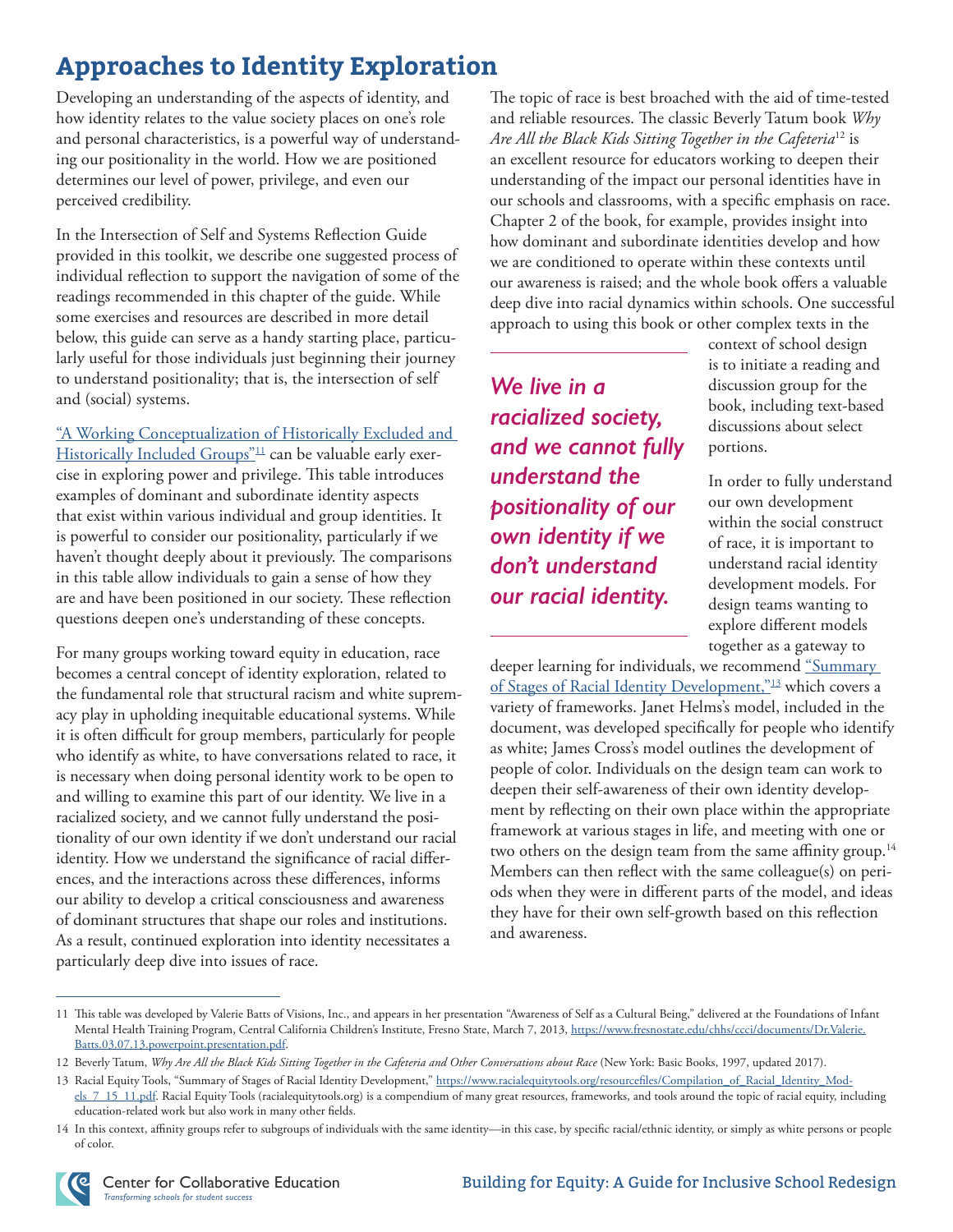# Approaches to Identity Exploration

Developing an understanding of the aspects of identity, and how identity relates to the value society places on one's role and personal characteristics, is a powerful way of understanding our positionality in the world. How we are positioned determines our level of power, privilege, and even our perceived credibility.

In the Intersection of Self and Systems Reflection Guide provided in this toolkit, we describe one suggested process of individual reflection to support the navigation of some of the readings recommended in this chapter of the guide. While some exercises and resources are described in more detail below, this guide can serve as a handy starting place, particularly useful for those individuals just beginning their journey to understand positionality; that is, the intersection of self and (social) systems.

"A Working Conceptualization of Historically Excluded and Historically Included Groups"[11] can be valuable early exercise in exploring power and privilege. This table introduces examples of dominant and subordinate identity aspects that exist within various individual and group identities. It is powerful to consider our positionality, particularly if we haven't thought deeply about it previously. The comparisons in this table allow individuals to gain a sense of how they are and have been positioned in our society. These reflection questions deepen one's understanding of these concepts.

For many groups working toward equity in education, race becomes a central concept of identity exploration, related to the fundamental role that structural racism and white supremacy play in upholding inequitable educational systems. While it is often difficult for group members, particularly for people who identify as white, to have conversations related to race, it is necessary when doing personal identity work to be open to and willing to examine this part of our identity. We live in a racialized society, and we cannot fully understand the positionality of our own identity if we don't understand our racial identity. How we understand the significance of racial differences, and the interactions across these differences, informs our ability to develop a critical consciousness and awareness of dominant structures that shape our roles and institutions. As a result, continued exploration into identity necessitates a particularly deep dive into issues of race.

The topic of race is best broached with the aid of time-tested and reliable resources. The classic Beverly Tatum book *Why Are All the Black Kids Sitting Together in the Cafeteria*[12] is an excellent resource for educators working to deepen their understanding of the impact our personal identities have in our schools and classrooms, with a specific emphasis on race. Chapter 2 of the book, for example, provides insight into how dominant and subordinate identities develop and how we are conditioned to operate within these contexts until our awareness is raised; and the whole book offers a valuable deep dive into racial dynamics within schools. One successful approach to using this book or other complex texts in the context of school design is to initiate a reading and discussion group for the book, including text-based discussions about select portions.

> ***We live in a racialized society, and we cannot fully understand the positionality of our own identity if we don't understand our racial identity.***

In order to fully understand our own development within the social construct of race, it is important to understand racial identity development models. For design teams wanting to explore different models together as a gateway to deeper learning for individuals, we recommend "Summary of Stages of Racial Identity Development,"[13] which covers a variety of frameworks. Janet Helms's model, included in the document, was developed specifically for people who identify as white; James Cross's model outlines the development of people of color. Individuals on the design team can work to deepen their self-awareness of their own identity development by reflecting on their own place within the appropriate framework at various stages in life, and meeting with one or two others on the design team from the same affinity group.[14] Members can then reflect with the same colleague(s) on periods when they were in different parts of the model, and ideas they have for their own self-growth based on this reflection and awareness.

---

11 This table was developed by Valerie Batts of Visions, Inc., and appears in her presentation "Awareness of Self as a Cultural Being," delivered at the Foundations of Infant Mental Health Training Program, Central California Children's Institute, Fresno State, March 7, 2013, https://www.fresnostate.edu/chhs/ccci/documents/Dr.Valerie.Batts.03.07.13.powerpoint.presentation.pdf.

12 Beverly Tatum, *Why Are All the Black Kids Sitting Together in the Cafeteria and Other Conversations about Race* (New York: Basic Books, 1997, updated 2017).

13 Racial Equity Tools, "Summary of Stages of Racial Identity Development," https://www.racialequitytools.org/resourcefiles/Compilation_of_Racial_Identity_Models_7_15_11.pdf. Racial Equity Tools (racialequitytools.org) is a compendium of many great resources, frameworks, and tools around the topic of racial equity, including education-related work but also work in many other fields.

14 In this context, affinity groups refer to subgroups of individuals with the same identity—in this case, by specific racial/ethnic identity, or simply as white persons or people of color.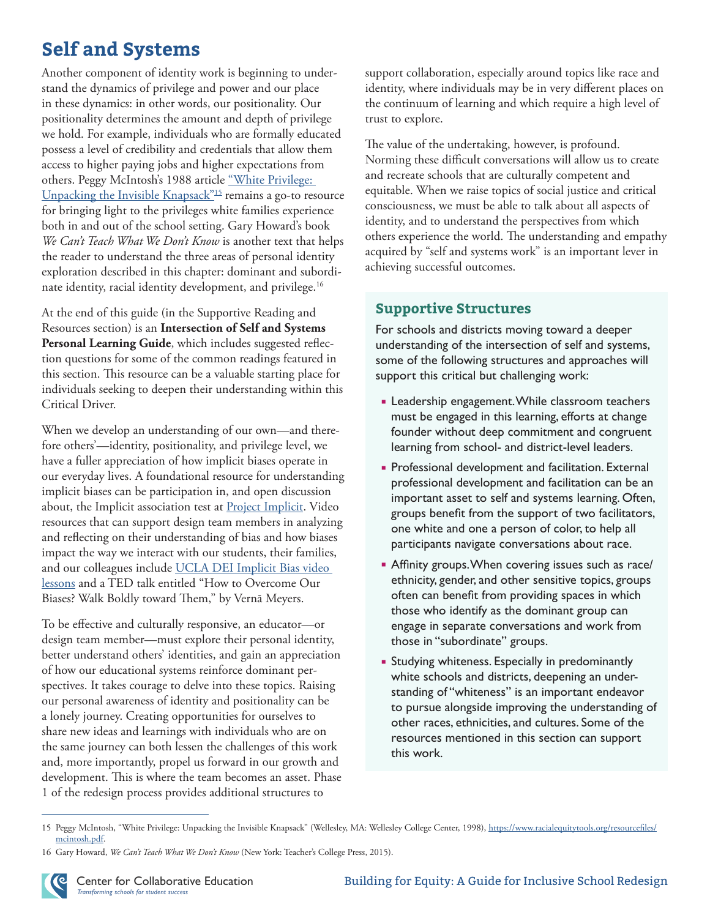## Self and Systems

Another component of identity work is beginning to understand the dynamics of privilege and power and our place in these dynamics: in other words, our positionality. Our positionality determines the amount and depth of privilege we hold. For example, individuals who are formally educated possess a level of credibility and credentials that allow them access to higher paying jobs and higher expectations from others. Peggy McIntosh's 1988 article "White Privilege: Unpacking the Invisible Knapsack"[15] remains a go-to resource for bringing light to the privileges white families experience both in and out of the school setting. Gary Howard's book *We Can't Teach What We Don't Know* is another text that helps the reader to understand the three areas of personal identity exploration described in this chapter: dominant and subordinate identity, racial identity development, and privilege.[16]

At the end of this guide (in the Supportive Reading and Resources section) is an **Intersection of Self and Systems Personal Learning Guide**, which includes suggested reflection questions for some of the common readings featured in this section. This resource can be a valuable starting place for individuals seeking to deepen their understanding within this Critical Driver.

When we develop an understanding of our own—and therefore others'—identity, positionality, and privilege level, we have a fuller appreciation of how implicit biases operate in our everyday lives. A foundational resource for understanding implicit biases can be participation in, and open discussion about, the Implicit association test at Project Implicit. Video resources that can support design team members in analyzing and reflecting on their understanding of bias and how biases impact the way we interact with our students, their families, and our colleagues include UCLA DEI Implicit Bias video lessons and a TED talk entitled "How to Overcome Our Biases? Walk Boldly toward Them," by Vernā Meyers.

To be effective and culturally responsive, an educator—or design team member—must explore their personal identity, better understand others' identities, and gain an appreciation of how our educational systems reinforce dominant perspectives. It takes courage to delve into these topics. Raising our personal awareness of identity and positionality can be a lonely journey. Creating opportunities for ourselves to share new ideas and learnings with individuals who are on the same journey can both lessen the challenges of this work and, more importantly, propel us forward in our growth and development. This is where the team becomes an asset. Phase 1 of the redesign process provides additional structures to support collaboration, especially around topics like race and identity, where individuals may be in very different places on the continuum of learning and which require a high level of trust to explore.

The value of the undertaking, however, is profound. Norming these difficult conversations will allow us to create and recreate schools that are culturally competent and equitable. When we raise topics of social justice and critical consciousness, we must be able to talk about all aspects of identity, and to understand the perspectives from which others experience the world. The understanding and empathy acquired by "self and systems work" is an important lever in achieving successful outcomes.

### Supportive Structures

For schools and districts moving toward a deeper understanding of the intersection of self and systems, some of the following structures and approaches will support this critical but challenging work:

- Leadership engagement. While classroom teachers must be engaged in this learning, efforts at change founder without deep commitment and congruent learning from school- and district-level leaders.
- Professional development and facilitation. External professional development and facilitation can be an important asset to self and systems learning. Often, groups benefit from the support of two facilitators, one white and one a person of color, to help all participants navigate conversations about race.
- Affinity groups. When covering issues such as race/ethnicity, gender, and other sensitive topics, groups often can benefit from providing spaces in which those who identify as the dominant group can engage in separate conversations and work from those in "subordinate" groups.
- Studying whiteness. Especially in predominantly white schools and districts, deepening an understanding of "whiteness" is an important endeavor to pursue alongside improving the understanding of other races, ethnicities, and cultures. Some of the resources mentioned in this section can support this work.

---

15 Peggy McIntosh, "White Privilege: Unpacking the Invisible Knapsack" (Wellesley, MA: Wellesley College Center, 1998), https://www.racialequitytools.org/resourcefiles/mcintosh.pdf.

16 Gary Howard, *We Can't Teach What We Don't Know* (New York: Teacher's College Press, 2015).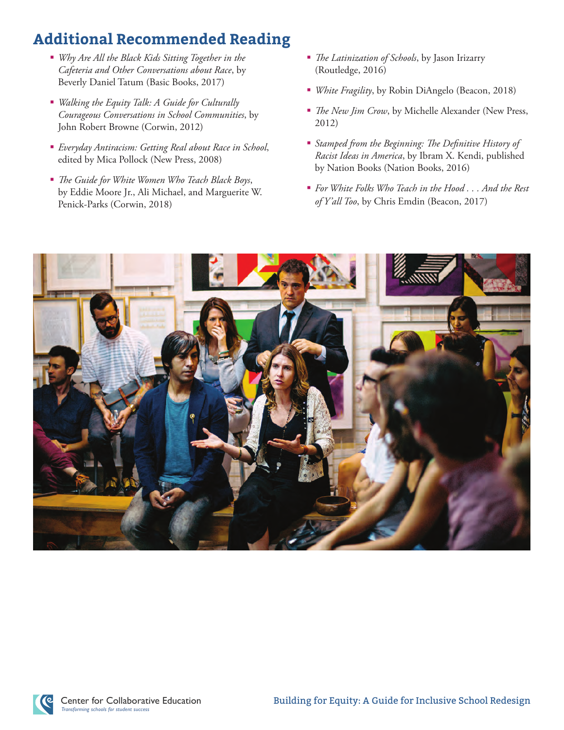## Additional Recommended Reading

- *Why Are All the Black Kids Sitting Together in the Cafeteria and Other Conversations about Race*, by Beverly Daniel Tatum (Basic Books, 2017)
- *Walking the Equity Talk: A Guide for Culturally Courageous Conversations in School Communities*, by John Robert Browne (Corwin, 2012)
- *Everyday Antiracism: Getting Real about Race in School*, edited by Mica Pollock (New Press, 2008)
- *The Guide for White Women Who Teach Black Boys*, by Eddie Moore Jr., Ali Michael, and Marguerite W. Penick-Parks (Corwin, 2018)
- *The Latinization of Schools*, by Jason Irizarry (Routledge, 2016)
- *White Fragility*, by Robin DiAngelo (Beacon, 2018)
- *The New Jim Crow*, by Michelle Alexander (New Press, 2012)
- *Stamped from the Beginning: The Definitive History of Racist Ideas in America*, by Ibram X. Kendi, published by Nation Books (Nation Books, 2016)
- *For White Folks Who Teach in the Hood . . . And the Rest of Y'all Too*, by Chris Emdin (Beacon, 2017)